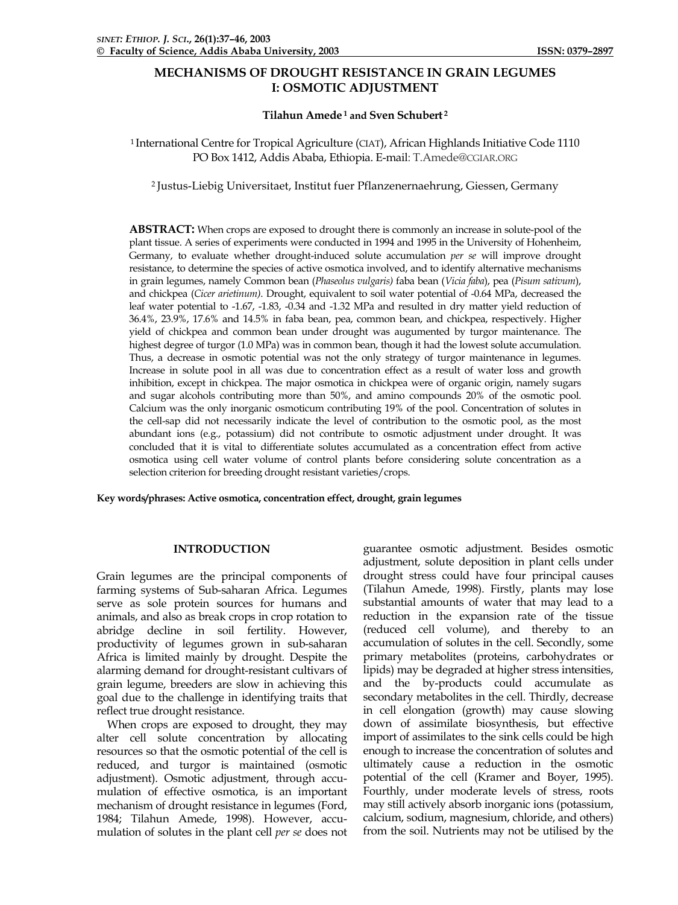# MECHANISMS OF DROUGHT RESISTANCE IN GRAIN LEGUMES I: OSMOTIC ADJUSTMENT

**Tilahun Amede [1] and Sven Schubert [2]**

[1] International Centre for Tropical Agriculture (CIAT), African Highlands Initiative Code 1110 PO Box 1412, Addis Ababa, Ethiopia. E-mail: T.Amede@CGIAR.ORG

[2] Justus-Liebig Universitaet, Institut fuer Pflanzenernaehrung, Giessen, Germany

**ABSTRACT:** When crops are exposed to drought there is commonly an increase in solute-pool of the plant tissue. A series of experiments were conducted in 1994 and 1995 in the University of Hohenheim, Germany, to evaluate whether drought-induced solute accumulation *per se* will improve drought resistance, to determine the species of active osmotica involved, and to identify alternative mechanisms in grain legumes, namely Common bean (*Phaseolus vulgaris)* faba bean (*Vicia faba*), pea (*Pisum sativum*), and chickpea (*Cicer arietinum)*. Drought, equivalent to soil water potential of -0.64 MPa, decreased the leaf water potential to -1.67, -1.83, -0.34 and -1.32 MPa and resulted in dry matter yield reduction of 36.4%, 23.9%, 17.6% and 14.5% in faba bean, pea, common bean, and chickpea, respectively. Higher yield of chickpea and common bean under drought was augumented by turgor maintenance. The highest degree of turgor (1.0 MPa) was in common bean, though it had the lowest solute accumulation. Thus, a decrease in osmotic potential was not the only strategy of turgor maintenance in legumes. Increase in solute pool in all was due to concentration effect as a result of water loss and growth inhibition, except in chickpea. The major osmotica in chickpea were of organic origin, namely sugars and sugar alcohols contributing more than 50%, and amino compounds 20% of the osmotic pool. Calcium was the only inorganic osmoticum contributing 19% of the pool. Concentration of solutes in the cell-sap did not necessarily indicate the level of contribution to the osmotic pool, as the most abundant ions (e.g., potassium) did not contribute to osmotic adjustment under drought. It was concluded that it is vital to differentiate solutes accumulated as a concentration effect from active osmotica using cell water volume of control plants before considering solute concentration as a selection criterion for breeding drought resistant varieties/crops.

**Key words/phrases: Active osmotica, concentration effect, drought, grain legumes**

## INTRODUCTION

Grain legumes are the principal components of farming systems of Sub-saharan Africa. Legumes serve as sole protein sources for humans and animals, and also as break crops in crop rotation to abridge decline in soil fertility. However, productivity of legumes grown in sub-saharan Africa is limited mainly by drought. Despite the alarming demand for drought-resistant cultivars of grain legume, breeders are slow in achieving this goal due to the challenge in identifying traits that reflect true drought resistance.

When crops are exposed to drought, they may alter cell solute concentration by allocating resources so that the osmotic potential of the cell is reduced, and turgor is maintained (osmotic adjustment). Osmotic adjustment, through accumulation of effective osmotica, is an important mechanism of drought resistance in legumes (Ford, 1984; Tilahun Amede, 1998). However, accumulation of solutes in the plant cell *per se* does not guarantee osmotic adjustment. Besides osmotic adjustment, solute deposition in plant cells under drought stress could have four principal causes (Tilahun Amede, 1998). Firstly, plants may lose substantial amounts of water that may lead to a reduction in the expansion rate of the tissue (reduced cell volume), and thereby to an accumulation of solutes in the cell. Secondly, some primary metabolites (proteins, carbohydrates or lipids) may be degraded at higher stress intensities, and the by-products could accumulate as secondary metabolites in the cell. Thirdly, decrease in cell elongation (growth) may cause slowing down of assimilate biosynthesis, but effective import of assimilates to the sink cells could be high enough to increase the concentration of solutes and ultimately cause a reduction in the osmotic potential of the cell (Kramer and Boyer, 1995). Fourthly, under moderate levels of stress, roots may still actively absorb inorganic ions (potassium, calcium, sodium, magnesium, chloride, and others) from the soil. Nutrients may not be utilised by the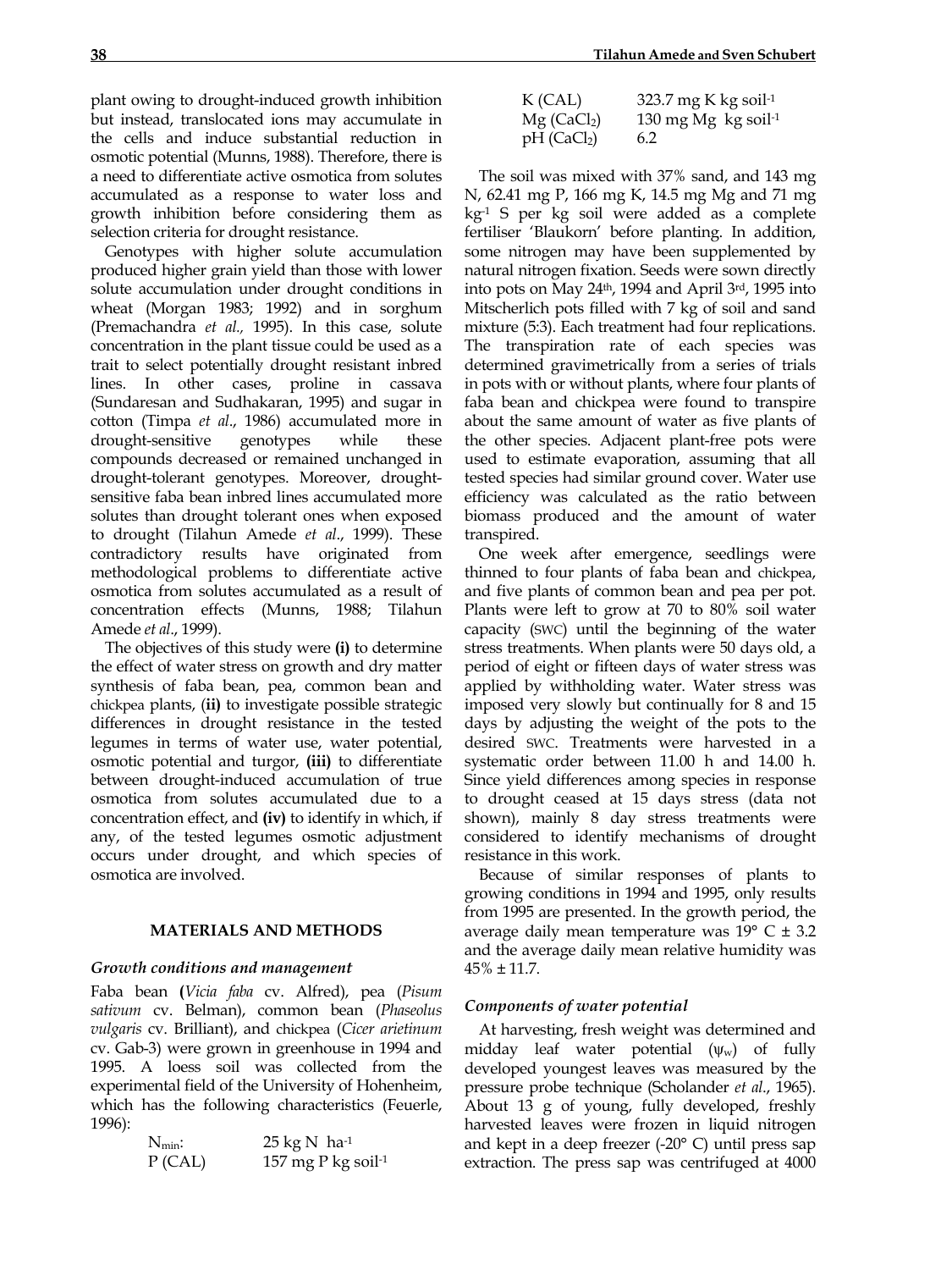plant owing to drought-induced growth inhibition but instead, translocated ions may accumulate in the cells and induce substantial reduction in osmotic potential (Munns, 1988). Therefore, there is a need to differentiate active osmotica from solutes accumulated as a response to water loss and growth inhibition before considering them as selection criteria for drought resistance.

Genotypes with higher solute accumulation produced higher grain yield than those with lower solute accumulation under drought conditions in wheat (Morgan 1983; 1992) and in sorghum (Premachandra *et al.*, 1995). In this case, solute concentration in the plant tissue could be used as a trait to select potentially drought resistant inbred lines. In other cases, proline in cassava (Sundaresan and Sudhakaran, 1995) and sugar in cotton (Timpa *et al*., 1986) accumulated more in drought-sensitive genotypes while these compounds decreased or remained unchanged in drought-tolerant genotypes. Moreover, drought-sensitive faba bean inbred lines accumulated more solutes than drought tolerant ones when exposed to drought (Tilahun Amede *et al*., 1999). These contradictory results have originated from methodological problems to differentiate active osmotica from solutes accumulated as a result of concentration effects (Munns, 1988; Tilahun Amede *et al*., 1999).

The objectives of this study were **(i)** to determine the effect of water stress on growth and dry matter synthesis of faba bean, pea, common bean and chickpea plants, (**ii)** to investigate possible strategic differences in drought resistance in the tested legumes in terms of water use, water potential, osmotic potential and turgor, **(iii)** to differentiate between drought-induced accumulation of true osmotica from solutes accumulated due to a concentration effect, and **(iv)** to identify in which, if any, of the tested legumes osmotic adjustment occurs under drought, and which species of osmotica are involved.

## MATERIALS AND METHODS

### *Growth conditions and management*

Faba bean (*Vicia faba* cv. Alfred), pea (*Pisum sativum* cv. Belman), common bean (*Phaseolus vulgaris* cv. Brilliant), and chickpea (*Cicer arietinum* cv. Gab-3) were grown in greenhouse in 1994 and 1995. A loess soil was collected from the experimental field of the University of Hohenheim, which has the following characteristics (Feuerle, 1996):

| | |
|---|---|
| $N_{min}$: | 25 kg N $ha^{-1}$ |
| P (CAL) | 157 mg P kg $soil^{-1}$ |
| K (CAL) | 323.7 mg K kg $soil^{-1}$ |
| Mg ($CaCl_2$) | 130 mg Mg kg $soil^{-1}$ |
| pH ($CaCl_2$) | 6.2 |

The soil was mixed with 37% sand, and 143 mg N, 62.41 mg P, 166 mg K, 14.5 mg Mg and 71 mg $kg^{-1}$ S per kg soil were added as a complete fertiliser 'Blaukorn' before planting. In addition, some nitrogen may have been supplemented by natural nitrogen fixation. Seeds were sown directly into pots on May 24th, 1994 and April 3rd, 1995 into Mitscherlich pots filled with 7 kg of soil and sand mixture (5:3). Each treatment had four replications. The transpiration rate of each species was determined gravimetrically from a series of trials in pots with or without plants, where four plants of faba bean and chickpea were found to transpire about the same amount of water as five plants of the other species. Adjacent plant-free pots were used to estimate evaporation, assuming that all tested species had similar ground cover. Water use efficiency was calculated as the ratio between biomass produced and the amount of water transpired.

One week after emergence, seedlings were thinned to four plants of faba bean and chickpea, and five plants of common bean and pea per pot. Plants were left to grow at 70 to 80% soil water capacity (SWC) until the beginning of the water stress treatments. When plants were 50 days old, a period of eight or fifteen days of water stress was applied by withholding water. Water stress was imposed very slowly but continually for 8 and 15 days by adjusting the weight of the pots to the desired SWC. Treatments were harvested in a systematic order between 11.00 h and 14.00 h. Since yield differences among species in response to drought ceased at 15 days stress (data not shown), mainly 8 day stress treatments were considered to identify mechanisms of drought resistance in this work.

Because of similar responses of plants to growing conditions in 1994 and 1995, only results from 1995 are presented. In the growth period, the average daily mean temperature was 19° C ± 3.2 and the average daily mean relative humidity was 45% ± 11.7.

### *Components of water potential*

At harvesting, fresh weight was determined and midday leaf water potential ($\psi_w$) of fully developed youngest leaves was measured by the pressure probe technique (Scholander *et al*., 1965). About 13 g of young, fully developed, freshly harvested leaves were frozen in liquid nitrogen and kept in a deep freezer (-20° C) until press sap extraction. The press sap was centrifuged at 4000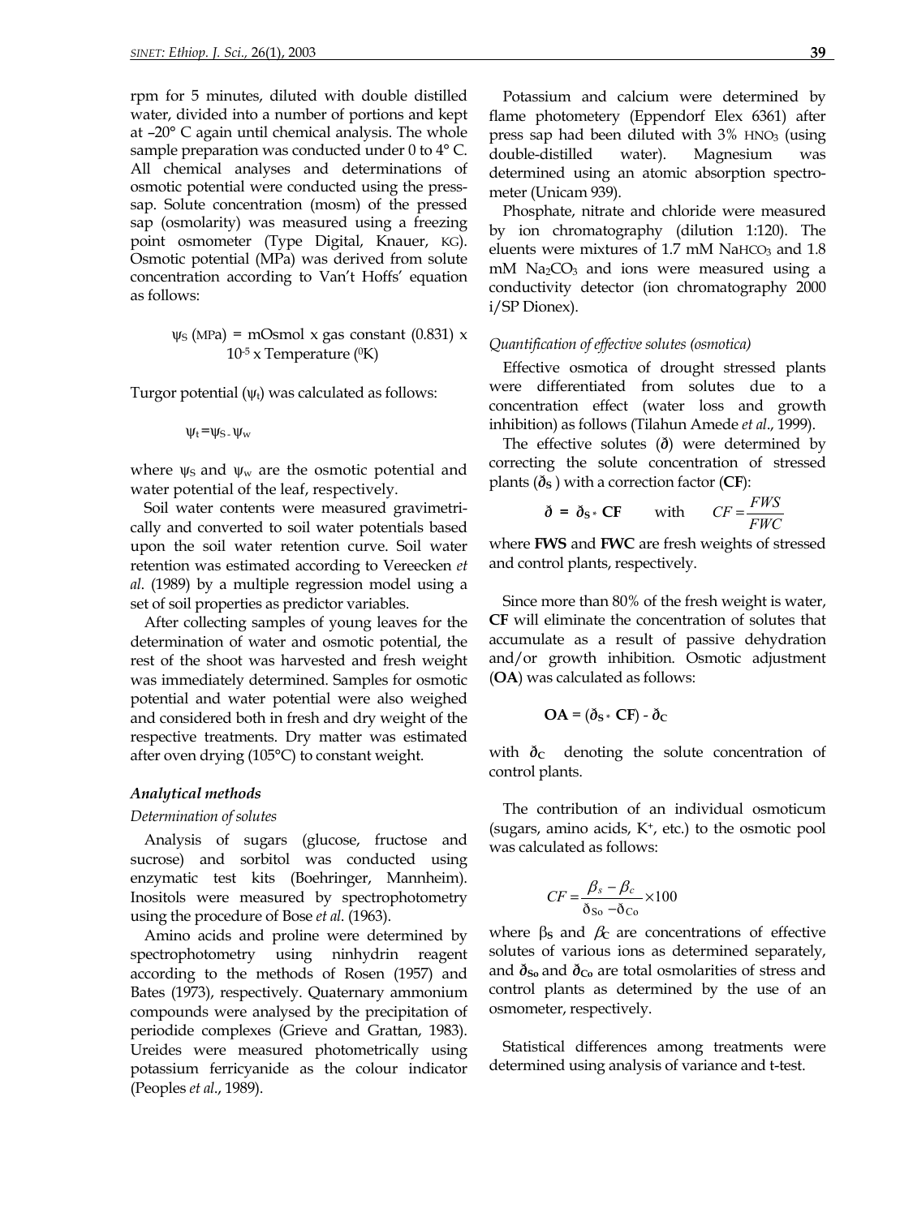rpm for 5 minutes, diluted with double distilled water, divided into a number of portions and kept at –20° C again until chemical analysis. The whole sample preparation was conducted under 0 to 4° C. All chemical analyses and determinations of osmotic potential were conducted using the press-sap. Solute concentration (mosm) of the pressed sap (osmolarity) was measured using a freezing point osmometer (Type Digital, Knauer, KG). Osmotic potential (MPa) was derived from solute concentration according to Van't Hoffs' equation as follows:

$$\psi_S \text{ (MPa)} = \text{mOsmol} \times \text{gas constant } (0.831) \times 10^{-5} \times \text{Temperature } (^0\text{K})$$

Turgor potential ($\psi_t$) was calculated as follows:

$$\psi_t = \psi_S - \psi_w$$

where $\psi_S$ and $\psi_w$ are the osmotic potential and water potential of the leaf, respectively.

Soil water contents were measured gravimetrically and converted to soil water potentials based upon the soil water retention curve. Soil water retention was estimated according to Vereecken *et al*. (1989) by a multiple regression model using a set of soil properties as predictor variables.

After collecting samples of young leaves for the determination of water and osmotic potential, the rest of the shoot was harvested and fresh weight was immediately determined. Samples for osmotic potential and water potential were also weighed and considered both in fresh and dry weight of the respective treatments. Dry matter was estimated after oven drying (105°C) to constant weight.

### *Analytical methods*

*Determination of solutes*

Analysis of sugars (glucose, fructose and sucrose) and sorbitol was conducted using enzymatic test kits (Boehringer, Mannheim). Inositols were measured by spectrophotometry using the procedure of Bose *et al*. (1963).

Amino acids and proline were determined by spectrophotometry using ninhydrin reagent according to the methods of Rosen (1957) and Bates (1973), respectively. Quaternary ammonium compounds were analysed by the precipitation of periodide complexes (Grieve and Grattan, 1983). Ureides were measured photometrically using potassium ferricyanide as the colour indicator (Peoples *et al*., 1989).

Potassium and calcium were determined by flame photometery (Eppendorf Elex 6361) after press sap had been diluted with 3% $HNO_3$ (using double-distilled water). Magnesium was determined using an atomic absorption spectrometer (Unicam 939).

Phosphate, nitrate and chloride were measured by ion chromatography (dilution 1:120). The eluents were mixtures of 1.7 mM $NaHCO_3$ and 1.8 mM $Na_2CO_3$ and ions were measured using a conductivity detector (ion chromatography 2000 i/SP Dionex).

*Quantification of effective solutes (osmotica)*

Effective osmotica of drought stressed plants were differentiated from solutes due to a concentration effect (water loss and growth inhibition) as follows (Tilahun Amede *et al*., 1999).

The effective solutes ($\eth$) were determined by correcting the solute concentration of stressed plants ($\eth_S$) with a correction factor (**CF**):

$$\eth = \eth_S * \mathbf{CF} \qquad \text{with} \qquad CF = \frac{FWS}{FWC}$$

where **FWS** and **FWC** are fresh weights of stressed and control plants, respectively.

Since more than 80% of the fresh weight is water, **CF** will eliminate the concentration of solutes that accumulate as a result of passive dehydration and/or growth inhibition. Osmotic adjustment (**OA**) was calculated as follows:

$$\mathbf{OA} = (\eth_S * \mathbf{CF}) - \eth_C$$

with $\eth_C$ denoting the solute concentration of control plants.

The contribution of an individual osmoticum (sugars, amino acids, $K^+$, etc.) to the osmotic pool was calculated as follows:

$$CF = \frac{\beta_s - \beta_c}{\eth_{So} - \eth_{Co}} \times 100$$

where $\beta_S$ and $\beta_C$ are concentrations of effective solutes of various ions as determined separately, and $\eth_{So}$ and $\eth_{Co}$ are total osmolarities of stress and control plants as determined by the use of an osmometer, respectively.

Statistical differences among treatments were determined using analysis of variance and t-test.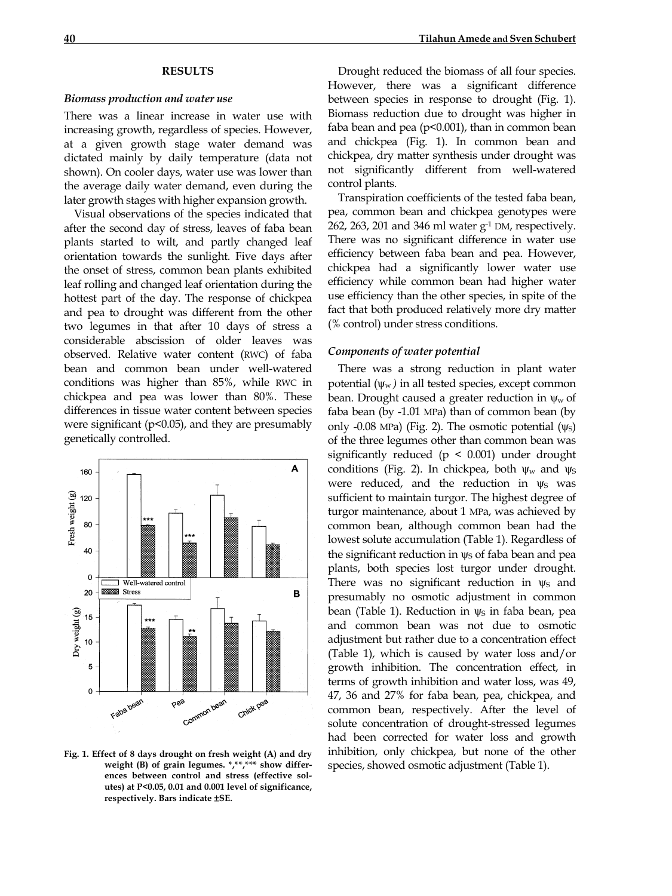## RESULTS

### *Biomass production and water use*

There was a linear increase in water use with increasing growth, regardless of species. However, at a given growth stage water demand was dictated mainly by daily temperature (data not shown). On cooler days, water use was lower than the average daily water demand, even during the later growth stages with higher expansion growth.

Visual observations of the species indicated that after the second day of stress, leaves of faba bean plants started to wilt, and partly changed leaf orientation towards the sunlight. Five days after the onset of stress, common bean plants exhibited leaf rolling and changed leaf orientation during the hottest part of the day. The response of chickpea and pea to drought was different from the other two legumes in that after 10 days of stress a considerable abscission of older leaves was observed. Relative water content (RWC) of faba bean and common bean under well-watered conditions was higher than 85%, while RWC in chickpea and pea was lower than 80%. These differences in tissue water content between species were significant ($p<0.05$), and they are presumably genetically controlled.

Fig. 1. Effect of 8 days drought on fresh weight (A) and dry weight (B) of grain legumes. *,**,*** show differences between control and stress (effective solutes) at P<0.05, 0.01 and 0.001 level of significance, respectively. Bars indicate ±SE.

Drought reduced the biomass of all four species. However, there was a significant difference between species in response to drought (Fig. 1). Biomass reduction due to drought was higher in faba bean and pea ($p<0.001$), than in common bean and chickpea (Fig. 1). In common bean and chickpea, dry matter synthesis under drought was not significantly different from well-watered control plants.

Transpiration coefficients of the tested faba bean, pea, common bean and chickpea genotypes were 262, 263, 201 and 346 ml water $g^{-1}$ DM, respectively. There was no significant difference in water use efficiency between faba bean and pea. However, chickpea had a significantly lower water use efficiency while common bean had higher water use efficiency than the other species, in spite of the fact that both produced relatively more dry matter (% control) under stress conditions.

### *Components of water potential*

There was a strong reduction in plant water potential ($\psi_w$) in all tested species, except common bean. Drought caused a greater reduction in $\psi_w$ of faba bean (by -1.01 MPa) than of common bean (by only -0.08 MPa) (Fig. 2). The osmotic potential ($\psi_S$) of the three legumes other than common bean was significantly reduced ($p < 0.001$) under drought conditions (Fig. 2). In chickpea, both $\psi_w$ and $\psi_S$ were reduced, and the reduction in $\psi_S$ was sufficient to maintain turgor. The highest degree of turgor maintenance, about 1 MPa, was achieved by common bean, although common bean had the lowest solute accumulation (Table 1). Regardless of the significant reduction in $\psi_S$ of faba bean and pea plants, both species lost turgor under drought. There was no significant reduction in $\psi_S$ and presumably no osmotic adjustment in common bean (Table 1). Reduction in $\psi_S$ in faba bean, pea and common bean was not due to osmotic adjustment but rather due to a concentration effect (Table 1), which is caused by water loss and/or growth inhibition. The concentration effect, in terms of growth inhibition and water loss, was 49, 47, 36 and 27% for faba bean, pea, chickpea, and common bean, respectively. After the level of solute concentration of drought-stressed legumes had been corrected for water loss and growth inhibition, only chickpea, but none of the other species, showed osmotic adjustment (Table 1).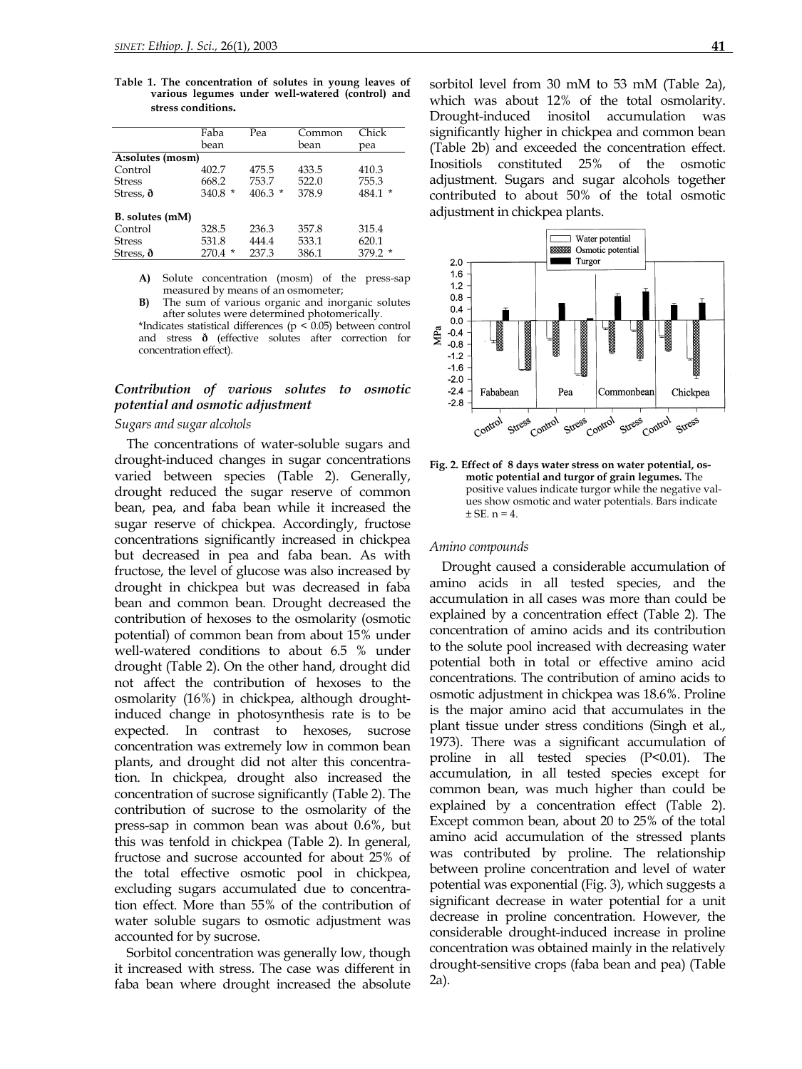**Table 1. The concentration of solutes in young leaves of various legumes under well-watered (control) and stress conditions.**

| | Faba bean | Pea | Common bean | Chick pea |
|---|---|---|---|---|
| **A:solutes (mosm)** | | | | |
| Control | 402.7 | 475.5 | 433.5 | 410.3 |
| Stress | 668.2 | 753.7 | 522.0 | 755.3 |
| Stress, ð | 340.8 * | 406.3 * | 378.9 | 484.1 * |
| **B. solutes (mM)** | | | | |
| Control | 328.5 | 236.3 | 357.8 | 315.4 |
| Stress | 531.8 | 444.4 | 533.1 | 620.1 |
| Stress, ð | 270.4 * | 237.3 | 386.1 | 379.2 * |

**A)** Solute concentration (mosm) of the press-sap measured by means of an osmometer;
**B)** The sum of various organic and inorganic solutes after solutes were determined photomerically.
*Indicates statistical differences ($p < 0.05$) between control and stress **ð** (effective solutes after correction for concentration effect).

### *Contribution of various solutes to osmotic potential and osmotic adjustment*

*Sugars and sugar alcohols*

The concentrations of water-soluble sugars and drought-induced changes in sugar concentrations varied between species (Table 2). Generally, drought reduced the sugar reserve of common bean, pea, and faba bean while it increased the sugar reserve of chickpea. Accordingly, fructose concentrations significantly increased in chickpea but decreased in pea and faba bean. As with fructose, the level of glucose was also increased by drought in chickpea but was decreased in faba bean and common bean. Drought decreased the contribution of hexoses to the osmolarity (osmotic potential) of common bean from about 15% under well-watered conditions to about 6.5 % under drought (Table 2). On the other hand, drought did not affect the contribution of hexoses to the osmolarity (16%) in chickpea, although drought-induced change in photosynthesis rate is to be expected. In contrast to hexoses, sucrose concentration was extremely low in common bean plants, and drought did not alter this concentration. In chickpea, drought also increased the concentration of sucrose significantly (Table 2). The contribution of sucrose to the osmolarity of the press-sap in common bean was about 0.6%, but this was tenfold in chickpea (Table 2). In general, fructose and sucrose accounted for about 25% of the total effective osmotic pool in chickpea, excluding sugars accumulated due to concentration effect. More than 55% of the contribution of water soluble sugars to osmotic adjustment was accounted for by sucrose.

Sorbitol concentration was generally low, though it increased with stress. The case was different in faba bean where drought increased the absolute sorbitol level from 30 mM to 53 mM (Table 2a), which was about 12% of the total osmolarity. Drought-induced inositol accumulation was significantly higher in chickpea and common bean (Table 2b) and exceeded the concentration effect. Inositiols constituted 25% of the osmotic adjustment. Sugars and sugar alcohols together contributed to about 50% of the total osmotic adjustment in chickpea plants.

**Fig. 2. Effect of 8 days water stress on water potential, osmotic potential and turgor of grain legumes.** The positive values indicate turgor while the negative values show osmotic and water potentials. Bars indicate ± SE. n = 4.

*Amino compounds*

Drought caused a considerable accumulation of amino acids in all tested species, and the accumulation in all cases was more than could be explained by a concentration effect (Table 2). The concentration of amino acids and its contribution to the solute pool increased with decreasing water potential both in total or effective amino acid concentrations. The contribution of amino acids to osmotic adjustment in chickpea was 18.6%. Proline is the major amino acid that accumulates in the plant tissue under stress conditions (Singh et al., 1973). There was a significant accumulation of proline in all tested species ($P<0.01$). The accumulation, in all tested species except for common bean, was much higher than could be explained by a concentration effect (Table 2). Except common bean, about 20 to 25% of the total amino acid accumulation of the stressed plants was contributed by proline. The relationship between proline concentration and level of water potential was exponential (Fig. 3), which suggests a significant decrease in water potential for a unit decrease in proline concentration. However, the considerable drought-induced increase in proline concentration was obtained mainly in the relatively drought-sensitive crops (faba bean and pea) (Table 2a).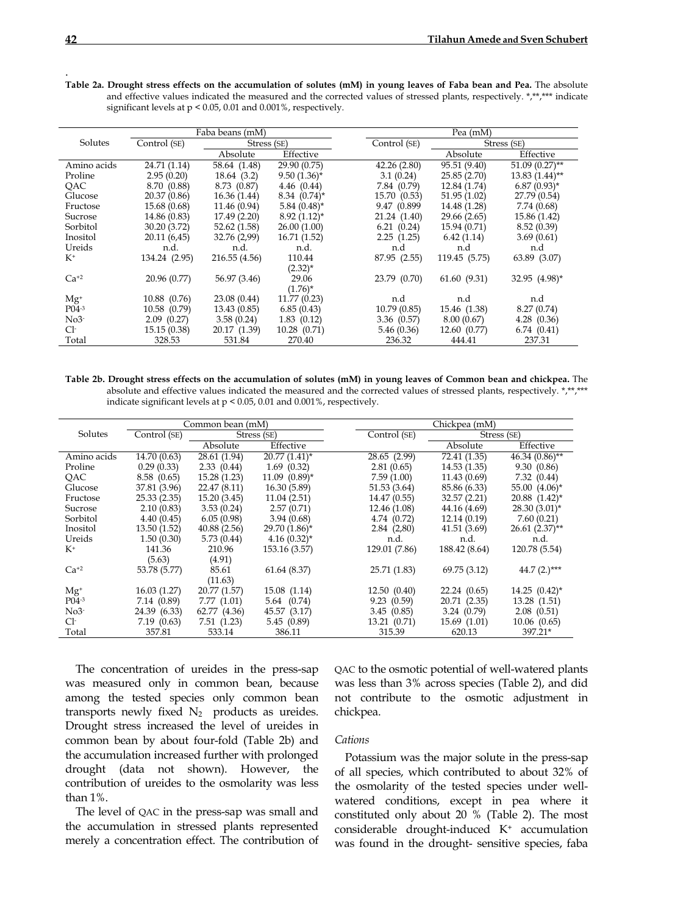**Table 2a. Drought stress effects on the accumulation of solutes (mM) in young leaves of Faba bean and Pea.** The absolute and effective values indicated the measured and the corrected values of stressed plants, respectively. *,**,*** indicate significant levels at p < 0.05, 0.01 and 0.001%, respectively.

| Solutes | Faba beans (mM) | | | Pea (mM) | | |
|---|---|---|---|---|---|---|
| | Control (SE) | Stress (SE) | | Control (SE) | Stress (SE) | |
| | | Absolute | Effective | | Absolute | Effective |
| Amino acids | 24.71 (1.14) | 58.64 (1.48) | 29.90 (0.75) | 42.26 (2.80) | 95.51 (9.40) | 51.09 (0.27)** |
| Proline | 2.95 (0.20) | 18.64 (3.2) | 9.50 (1.36)* | 3.1 (0.24) | 25.85 (2.70) | 13.83 (1.44)** |
| QAC | 8.70 (0.88) | 8.73 (0.87) | 4.46 (0.44) | 7.84 (0.79) | 12.84 (1.74) | 6.87 (0.93)* |
| Glucose | 20.37 (0.86) | 16.36 (1.44) | 8.34 (0.74)* | 15.70 (0.53) | 51.95 (1.02) | 27.79 (0.54) |
| Fructose | 15.68 (0.68) | 11.46 (0.94) | 5.84 (0.48)* | 9.47 (0.899 | 14.48 (1.28) | 7.74 (0.68) |
| Sucrose | 14.86 (0.83) | 17.49 (2.20) | 8.92 (1.12)* | 21.24 (1.40) | 29.66 (2.65) | 15.86 (1.42) |
| Sorbitol | 30.20 (3.72) | 52.62 (1.58) | 26.00 (1.00) | 6.21 (0.24) | 15.94 (0.71) | 8.52 (0.39) |
| Inositol | 20.11 (6,45) | 32.76 (2,99) | 16.71 (1.52) | 2.25 (1.25) | 6.42 (1.14) | 3.69 (0.61) |
| Ureids | n.d. | n.d. | n.d. | n.d | n.d | n.d |
| $K^+$ | 134.24 (2.95) | 216.55 (4.56) | 110.44 (2.32)* | 87.95 (2.55) | 119.45 (5.75) | 63.89 (3.07) |
| $Ca^{+2}$ | 20.96 (0.77) | 56.97 (3.46) | 29.06 (1.76)* | 23.79 (0.70) | 61.60 (9.31) | 32.95 (4.98)* |
| $Mg^+$ | 10.88 (0.76) | 23.08 (0.44) | 11.77 (0.23) | n.d | n.d | n.d |
| $P04^{-3}$ | 10.58 (0.79) | 13.43 (0.85) | 6.85 (0.43) | 10.79 (0.85) | 15.46 (1.38) | 8.27 (0.74) |
| $No3^-$ | 2.09 (0.27) | 3.58 (0.24) | 1.83 (0.12) | 3.36 (0.57) | 8.00 (0.67) | 4.28 (0.36) |
| $Cl^-$ | 15.15 (0.38) | 20.17 (1.39) | 10.28 (0.71) | 5.46 (0.36) | 12.60 (0.77) | 6.74 (0.41) |
| Total | 328.53 | 531.84 | 270.40 | 236.32 | 444.41 | 237.31 |

**Table 2b. Drought stress effects on the accumulation of solutes (mM) in young leaves of Common bean and chickpea.** The absolute and effective values indicated the measured and the corrected values of stressed plants, respectively. *,**,*** indicate significant levels at p < 0.05, 0.01 and 0.001%, respectively.

| Solutes | Common bean (mM) | | | Chickpea (mM) | | |
|---|---|---|---|---|---|---|
| | Control (SE) | Stress (SE) | | Control (SE) | Stress (SE) | |
| | | Absolute | Effective | | Absolute | Effective |
| Amino acids | 14.70 (0.63) | 28.61 (1.94) | 20.77 (1.41)* | 28.65 (2.99) | 72.41 (1.35) | 46.34 (0.86)** |
| Proline | 0.29 (0.33) | 2.33 (0.44) | 1.69 (0.32) | 2.81 (0.65) | 14.53 (1.35) | 9.30 (0.86) |
| QAC | 8.58 (0.65) | 15.28 (1.23) | 11.09 (0.89)* | 7.59 (1.00) | 11.43 (0.69) | 7.32 (0.44) |
| Glucose | 37.81 (3.96) | 22.47 (8.11) | 16.30 (5.89) | 51.53 (3.64) | 85.86 (6.33) | 55.00 (4.06)* |
| Fructose | 25.33 (2.35) | 15.20 (3.45) | 11.04 (2.51) | 14.47 (0.55) | 32.57 (2.21) | 20.88 (1.42)* |
| Sucrose | 2.10 (0.83) | 3.53 (0.24) | 2.57 (0.71) | 12.46 (1.08) | 44.16 (4.69) | 28.30 (3.01)* |
| Sorbitol | 4.40 (0.45) | 6.05 (0.98) | 3.94 (0.68) | 4.74 (0.72) | 12.14 (0.19) | 7.60 (0.21) |
| Inositol | 13.50 (1.52) | 40.88 (2.56) | 29.70 (1.86)* | 2.84 (2,80) | 41.51 (3.69) | 26.61 (2.37)** |
| Ureids | 1.50 (0.30) | 5.73 (0.44) | 4.16 (0.32)* | n.d. | n.d. | n.d. |
| $K^+$ | 141.36 (5.63) | 210.96 (4.91) | 153.16 (3.57) | 129.01 (7.86) | 188.42 (8.64) | 120.78 (5.54) |
| $Ca^{+2}$ | 53.78 (5.77) | 85.61 (11.63) | 61.64 (8.37) | 25.71 (1.83) | 69.75 (3.12) | 44.7 (2.)*** |
| $Mg^+$ | 16.03 (1.27) | 20.77 (1.57) | 15.08 (1.14) | 12.50 (0.40) | 22.24 (0.65) | 14.25 (0.42)* |
| $P04^{-3}$ | 7.14 (0.89) | 7.77 (1.01) | 5.64 (0.74) | 9.23 (0.59) | 20.71 (2.35) | 13.28 (1.51) |
| $No3^-$ | 24.39 (6.33) | 62.77 (4.36) | 45.57 (3.17) | 3.45 (0.85) | 3.24 (0.79) | 2.08 (0.51) |
| $Cl^-$ | 7.19 (0.63) | 7.51 (1.23) | 5.45 (0.89) | 13.21 (0.71) | 15.69 (1.01) | 10.06 (0.65) |
| Total | 357.81 | 533.14 | 386.11 | 315.39 | 620.13 | 397.21* |

The concentration of ureides in the press-sap was measured only in common bean, because among the tested species only common bean transports newly fixed $N_2$ products as ureides. Drought stress increased the level of ureides in common bean by about four-fold (Table 2b) and the accumulation increased further with prolonged drought (data not shown). However, the contribution of ureides to the osmolarity was less than 1%.

The level of QAC in the press-sap was small and the accumulation in stressed plants represented merely a concentration effect. The contribution of QAC to the osmotic potential of well-watered plants was less than 3% across species (Table 2), and did not contribute to the osmotic adjustment in chickpea.

*Cations*

Potassium was the major solute in the press-sap of all species, which contributed to about 32% of the osmolarity of the tested species under well-watered conditions, except in pea where it constituted only about 20 % (Table 2). The most considerable drought-induced $K^+$ accumulation was found in the drought- sensitive species, faba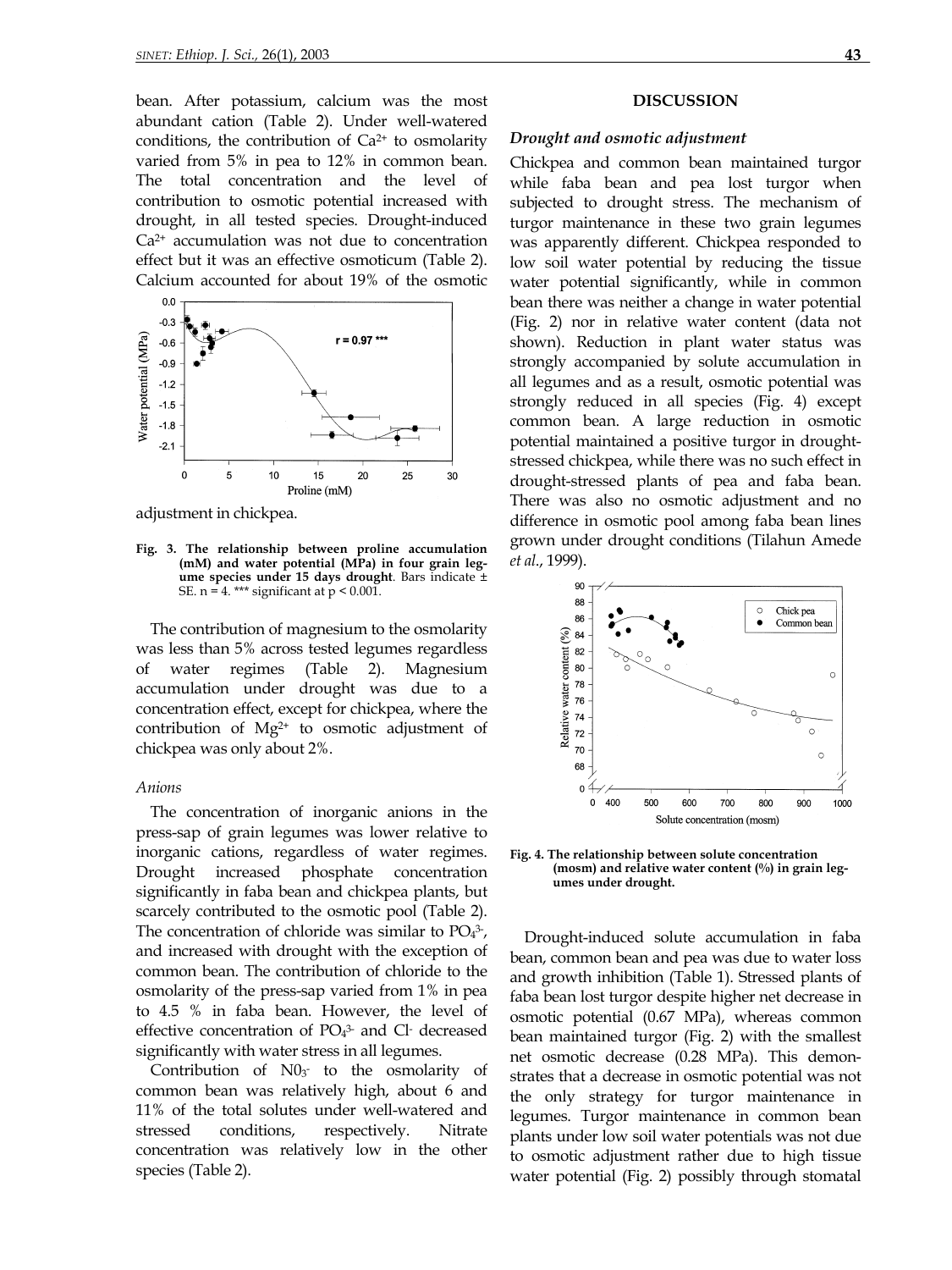bean. After potassium, calcium was the most abundant cation (Table 2). Under well-watered conditions, the contribution of $Ca^{2+}$ to osmolarity varied from 5% in pea to 12% in common bean. The total concentration and the level of contribution to osmotic potential increased with drought, in all tested species. Drought-induced $Ca^{2+}$ accumulation was not due to concentration effect but it was an effective osmoticum (Table 2). Calcium accounted for about 19% of the osmotic adjustment in chickpea.

**Fig. 3. The relationship between proline accumulation (mM) and water potential (MPa) in four grain legume species under 15 days drought**. Bars indicate ± SE. n = 4. *** significant at $p < 0.001$.

The contribution of magnesium to the osmolarity was less than 5% across tested legumes regardless of water regimes (Table 2). Magnesium accumulation under drought was due to a concentration effect, except for chickpea, where the contribution of $Mg^{2+}$ to osmotic adjustment of chickpea was only about 2%.

*Anions*

The concentration of inorganic anions in the press-sap of grain legumes was lower relative to inorganic cations, regardless of water regimes. Drought increased phosphate concentration significantly in faba bean and chickpea plants, but scarcely contributed to the osmotic pool (Table 2). The concentration of chloride was similar to $PO_4^{3-}$, and increased with drought with the exception of common bean. The contribution of chloride to the osmolarity of the press-sap varied from 1% in pea to 4.5 % in faba bean. However, the level of effective concentration of $PO_4^{3-}$ and $Cl^-$ decreased significantly with water stress in all legumes.

Contribution of $NO_3^-$ to the osmolarity of common bean was relatively high, about 6 and 11% of the total solutes under well-watered and stressed conditions, respectively. Nitrate concentration was relatively low in the other species (Table 2).

## DISCUSSION

### *Drought and osmotic adjustment*

Chickpea and common bean maintained turgor while faba bean and pea lost turgor when subjected to drought stress. The mechanism of turgor maintenance in these two grain legumes was apparently different. Chickpea responded to low soil water potential by reducing the tissue water potential significantly, while in common bean there was neither a change in water potential (Fig. 2) nor in relative water content (data not shown). Reduction in plant water status was strongly accompanied by solute accumulation in all legumes and as a result, osmotic potential was strongly reduced in all species (Fig. 4) except common bean. A large reduction in osmotic potential maintained a positive turgor in drought-stressed chickpea, while there was no such effect in drought-stressed plants of pea and faba bean. There was also no osmotic adjustment and no difference in osmotic pool among faba bean lines grown under drought conditions (Tilahun Amede *et al*., 1999).

**Fig. 4. The relationship between solute concentration (mosm) and relative water content (%) in grain legumes under drought.**

Drought-induced solute accumulation in faba bean, common bean and pea was due to water loss and growth inhibition (Table 1). Stressed plants of faba bean lost turgor despite higher net decrease in osmotic potential (0.67 MPa), whereas common bean maintained turgor (Fig. 2) with the smallest net osmotic decrease (0.28 MPa). This demonstrates that a decrease in osmotic potential was not the only strategy for turgor maintenance in legumes. Turgor maintenance in common bean plants under low soil water potentials was not due to osmotic adjustment rather due to high tissue water potential (Fig. 2) possibly through stomatal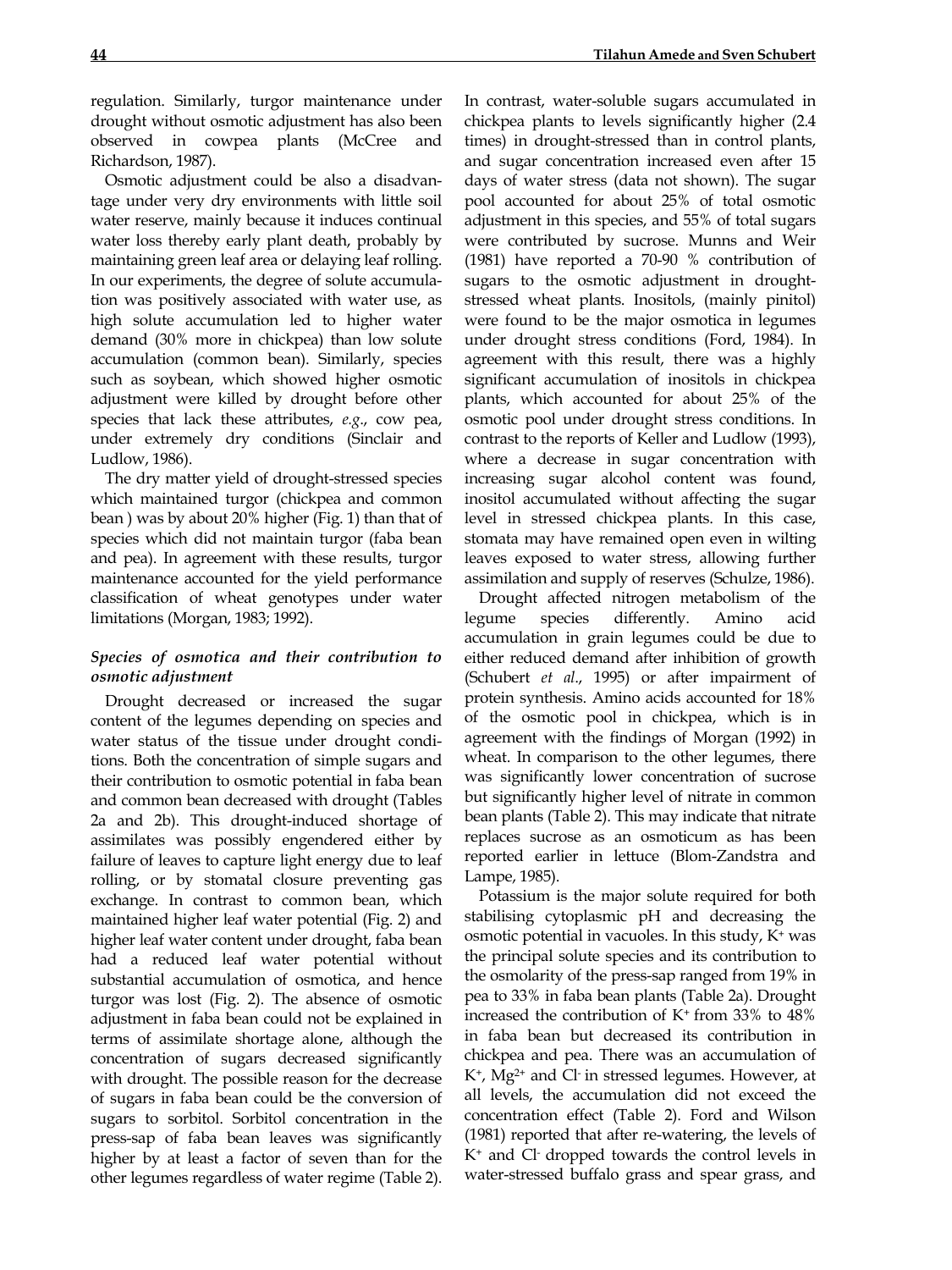regulation. Similarly, turgor maintenance under drought without osmotic adjustment has also been observed in cowpea plants (McCree and Richardson, 1987).

Osmotic adjustment could be also a disadvantage under very dry environments with little soil water reserve, mainly because it induces continual water loss thereby early plant death, probably by maintaining green leaf area or delaying leaf rolling. In our experiments, the degree of solute accumulation was positively associated with water use, as high solute accumulation led to higher water demand (30% more in chickpea) than low solute accumulation (common bean). Similarly, species such as soybean, which showed higher osmotic adjustment were killed by drought before other species that lack these attributes, *e.g*., cow pea, under extremely dry conditions (Sinclair and Ludlow, 1986).

The dry matter yield of drought-stressed species which maintained turgor (chickpea and common bean ) was by about 20% higher (Fig. 1) than that of species which did not maintain turgor (faba bean and pea). In agreement with these results, turgor maintenance accounted for the yield performance classification of wheat genotypes under water limitations (Morgan, 1983; 1992).

### *Species of osmotica and their contribution to osmotic adjustment*

Drought decreased or increased the sugar content of the legumes depending on species and water status of the tissue under drought conditions. Both the concentration of simple sugars and their contribution to osmotic potential in faba bean and common bean decreased with drought (Tables 2a and 2b). This drought-induced shortage of assimilates was possibly engendered either by failure of leaves to capture light energy due to leaf rolling, or by stomatal closure preventing gas exchange. In contrast to common bean, which maintained higher leaf water potential (Fig. 2) and higher leaf water content under drought, faba bean had a reduced leaf water potential without substantial accumulation of osmotica, and hence turgor was lost (Fig. 2). The absence of osmotic adjustment in faba bean could not be explained in terms of assimilate shortage alone, although the concentration of sugars decreased significantly with drought. The possible reason for the decrease of sugars in faba bean could be the conversion of sugars to sorbitol. Sorbitol concentration in the press-sap of faba bean leaves was significantly higher by at least a factor of seven than for the other legumes regardless of water regime (Table 2). In contrast, water-soluble sugars accumulated in chickpea plants to levels significantly higher (2.4 times) in drought-stressed than in control plants, and sugar concentration increased even after 15 days of water stress (data not shown). The sugar pool accounted for about 25% of total osmotic adjustment in this species, and 55% of total sugars were contributed by sucrose. Munns and Weir (1981) have reported a 70-90 % contribution of sugars to the osmotic adjustment in drought-stressed wheat plants. Inositols, (mainly pinitol) were found to be the major osmotica in legumes under drought stress conditions (Ford, 1984). In agreement with this result, there was a highly significant accumulation of inositols in chickpea plants, which accounted for about 25% of the osmotic pool under drought stress conditions. In contrast to the reports of Keller and Ludlow (1993), where a decrease in sugar concentration with increasing sugar alcohol content was found, inositol accumulated without affecting the sugar level in stressed chickpea plants. In this case, stomata may have remained open even in wilting leaves exposed to water stress, allowing further assimilation and supply of reserves (Schulze, 1986).

Drought affected nitrogen metabolism of the legume species differently. Amino acid accumulation in grain legumes could be due to either reduced demand after inhibition of growth (Schubert *et al*., 1995) or after impairment of protein synthesis. Amino acids accounted for 18% of the osmotic pool in chickpea, which is in agreement with the findings of Morgan (1992) in wheat. In comparison to the other legumes, there was significantly lower concentration of sucrose but significantly higher level of nitrate in common bean plants (Table 2). This may indicate that nitrate replaces sucrose as an osmoticum as has been reported earlier in lettuce (Blom-Zandstra and Lampe, 1985).

Potassium is the major solute required for both stabilising cytoplasmic pH and decreasing the osmotic potential in vacuoles. In this study, $K^+$ was the principal solute species and its contribution to the osmolarity of the press-sap ranged from 19% in pea to 33% in faba bean plants (Table 2a). Drought increased the contribution of $K^+$ from 33% to 48% in faba bean but decreased its contribution in chickpea and pea. There was an accumulation of $K^+$, $Mg^{2+}$ and $Cl^-$ in stressed legumes. However, at all levels, the accumulation did not exceed the concentration effect (Table 2). Ford and Wilson (1981) reported that after re-watering, the levels of $K^+$ and $Cl^-$ dropped towards the control levels in water-stressed buffalo grass and spear grass, and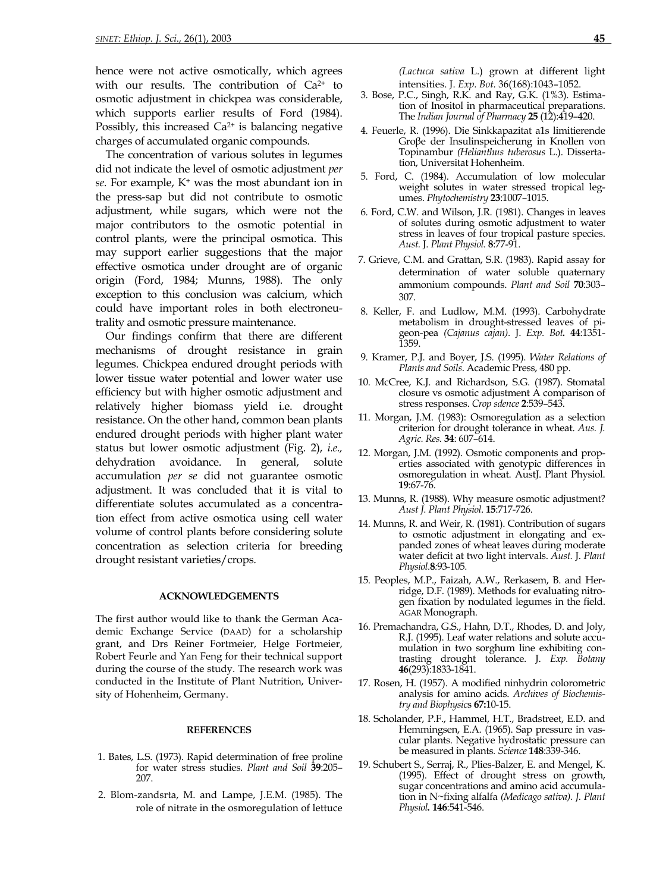hence were not active osmotically, which agrees with our results. The contribution of $Ca^{2+}$ to osmotic adjustment in chickpea was considerable, which supports earlier results of Ford (1984). Possibly, this increased $Ca^{2+}$ is balancing negative charges of accumulated organic compounds.

The concentration of various solutes in legumes did not indicate the level of osmotic adjustment *per se*. For example, $K^+$ was the most abundant ion in the press-sap but did not contribute to osmotic adjustment, while sugars, which were not the major contributors to the osmotic potential in control plants, were the principal osmotica. This may support earlier suggestions that the major effective osmotica under drought are of organic origin (Ford, 1984; Munns, 1988). The only exception to this conclusion was calcium, which could have important roles in both electroneutrality and osmotic pressure maintenance.

Our findings confirm that there are different mechanisms of drought resistance in grain legumes. Chickpea endured drought periods with lower tissue water potential and lower water use efficiency but with higher osmotic adjustment and relatively higher biomass yield i.e. drought resistance. On the other hand, common bean plants endured drought periods with higher plant water status but lower osmotic adjustment (Fig. 2), *i.e.,* dehydration avoidance. In general, solute accumulation *per se* did not guarantee osmotic adjustment. It was concluded that it is vital to differentiate solutes accumulated as a concentration effect from active osmotica using cell water volume of control plants before considering solute concentration as selection criteria for breeding drought resistant varieties/crops.

#### ACKNOWLEDGEMENTS

The first author would like to thank the German Academic Exchange Service (DAAD) for a scholarship grant, and Drs Reiner Fortmeier, Helge Fortmeier, Robert Feurle and Yan Feng for their technical support during the course of the study. The research work was conducted in the Institute of Plant Nutrition, University of Hohenheim, Germany.

#### REFERENCES

1. Bates, L.S. (1973). Rapid determination of free proline for water stress studies. *Plant and Soil* **39**:205–207.
2. Blom-zandsrta, M. and Lampe, J.E.M. (1985). The role of nitrate in the osmoregulation of lettuce *(Lactuca sativa* L.) grown at different light intensities. J. *Exp. Bot.* 36(168):1043–1052.
3. Bose, P.C., Singh, R.K. and Ray, G.K. (1%3). Estimation of Inositol in pharmaceutical preparations. The *Indian Journal of Pharmacy* **25** (12):419–420.
4. Feuerle, R. (1996). Die Sinkkapazitat a1s limitierende Groβe der Insulinspeicherung in Knollen von Topinambur *(Helianthus tuberosus* L.). Dissertation, Universitat Hohenheim.
5. Ford, C. (1984). Accumulation of low molecular weight solutes in water stressed tropical legumes. *Phytochemistry* **23**:1007–1015.
6. Ford, C.W. and Wilson, J.R. (1981). Changes in leaves of solutes during osmotic adjustment to water stress in leaves of four tropical pasture species. *Aust.* J. *Plant Physiol.* **8**:77-91.
7. Grieve, C.M. and Grattan, S.R. (1983). Rapid assay for determination of water soluble quaternary ammonium compounds. *Plant and Soil* **70**:303–307.
8. Keller, F. and Ludlow, M.M. (1993). Carbohydrate metabolism in drought-stressed leaves of pigeon-pea *(Cajanus cajan).* J. *Exp. Bot***. 44**:1351-1359.
9. Kramer, P.J. and Boyer, J.S. (1995). *Water Relations of Plants and Soils*. Academic Press, 480 pp.
10. McCree, K.J. and Richardson, S.G. (1987). Stomatal closure vs osmotic adjustment A comparison of stress responses. *Crop sdence* **2**:539–543.
11. Morgan, J.M. (1983): Osmoregulation as a selection criterion for drought tolerance in wheat. *Aus. J. Agric. Res.* **34**: 607–614.
12. Morgan, J.M. (1992). Osmotic components and properties associated with genotypic differences in osmoregulation in wheat. AustJ. Plant Physiol. **19**:67-76.
13. Munns, R. (1988). Why measure osmotic adjustment? *Aust J. Plant Physiol*. **15**:717-726.
14. Munns, R. and Weir, R. (1981). Contribution of sugars to osmotic adjustment in elongating and expanded zones of wheat leaves during moderate water deficit at two light intervals. *Aust.* J. *Plant Physiol.***8**:93-105*.*
15. Peoples, M.P., Faizah, A.W., Rerkasem, B. and Herridge, D.F. (1989). Methods for evaluating nitrogen fixation by nodulated legumes in the field. AGAR Monograph.
16. Premachandra, G.S., Hahn, D.T., Rhodes, D. and Joly, R.J. (1995). Leaf water relations and solute accumulation in two sorghum line exhibiting contrasting drought tolerance. J. *Exp. Botany* **46**(293):1833-1841.
17. Rosen, H. (1957). A modified ninhydrin colorometric analysis for amino acids. *Archives of Biochemistry and Biophysics* **67:**10-15.
18. Scholander, P.F., Hammel, H.T., Bradstreet, E.D. and Hemmingsen, E.A. (1965). Sap pressure in vascular plants. Negative hydrostatic pressure can be measured in plants*. Science* **148**:339-346.
19. Schubert S., Serraj, R., Plies-Balzer, E. and Mengel, K. (1995). Effect of drought stress on growth, sugar concentrations and amino acid accumulation in N~fixing alfalfa *(Medicago sativa). J. Plant Physiol***. 146**:541-546.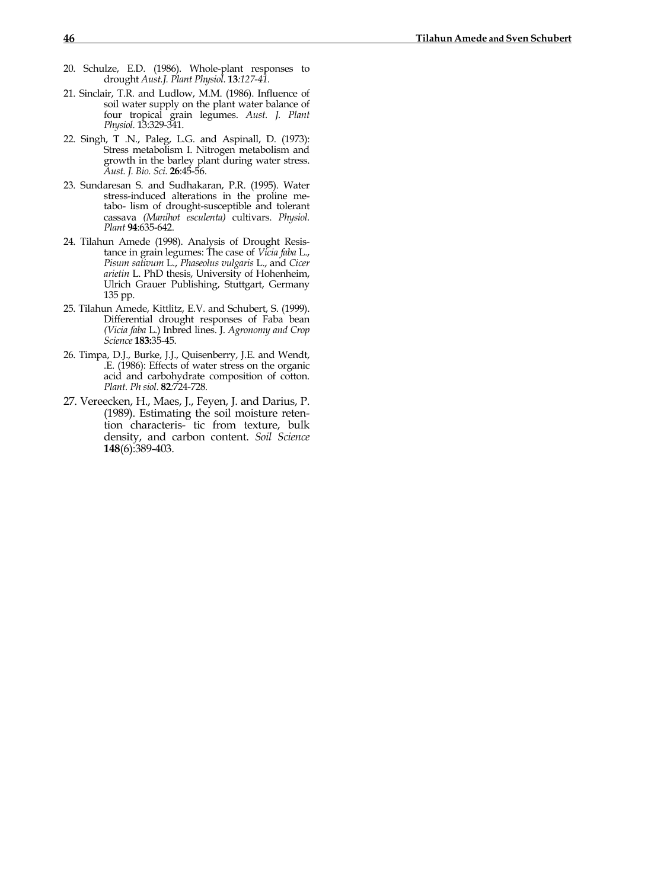20. Schulze, E.D. (1986). Whole-plant responses to drought *Aust.J. Plant Physiol.* **13**:*127-41.*

21. Sinclair, T.R. and Ludlow, M.M. (1986). Influence of soil water supply on the plant water balance of four tropical grain legumes. *Aust. J. Plant Physiol.* 13:329-341.

22. Singh, T .N., Paleg, L.G. and Aspinall, D. (1973): Stress metabolism I. Nitrogen metabolism and growth in the barley plant during water stress. *Aust. J. Bio. Sci.* **26**:45-56.

23. Sundaresan S. and Sudhakaran, P.R. (1995). Water stress-induced alterations in the proline me- tabo- lism of drought-susceptible and tolerant cassava *(Manihot esculenta)* cultivars. *Physiol. Plant* **94**:635-642.

24. Tilahun Amede (1998). Analysis of Drought Resis- tance in grain legumes: The case of *Vicia faba* L., *Pisum sativum* L., *Phaseolus vulgaris* L., and *Cicer arietin* L. PhD thesis, University of Hohenheim, Ulrich Grauer Publishing, Stuttgart, Germany 135 pp.

25. Tilahun Amede, Kittlitz, E.V. and Schubert, S. (1999). Differential drought responses of Faba bean *(Vicia faba* L.) Inbred lines. J. *Agronomy and Crop Science* **183:**35-45.

26. Timpa, D.J., Burke, J.J., Quisenberry, J.E. and Wendt, .E. (1986): Effects of water stress on the organic acid and carbohydrate composition of cotton. *Plant. Ph siol.* **82**:724-728.

27. Vereecken, H., Maes, J., Feyen, J. and Darius, P. (1989). Estimating the soil moisture reten- tion characteris- tic from texture, bulk density, and carbon content. *Soil Science* **148**(6):389-403.